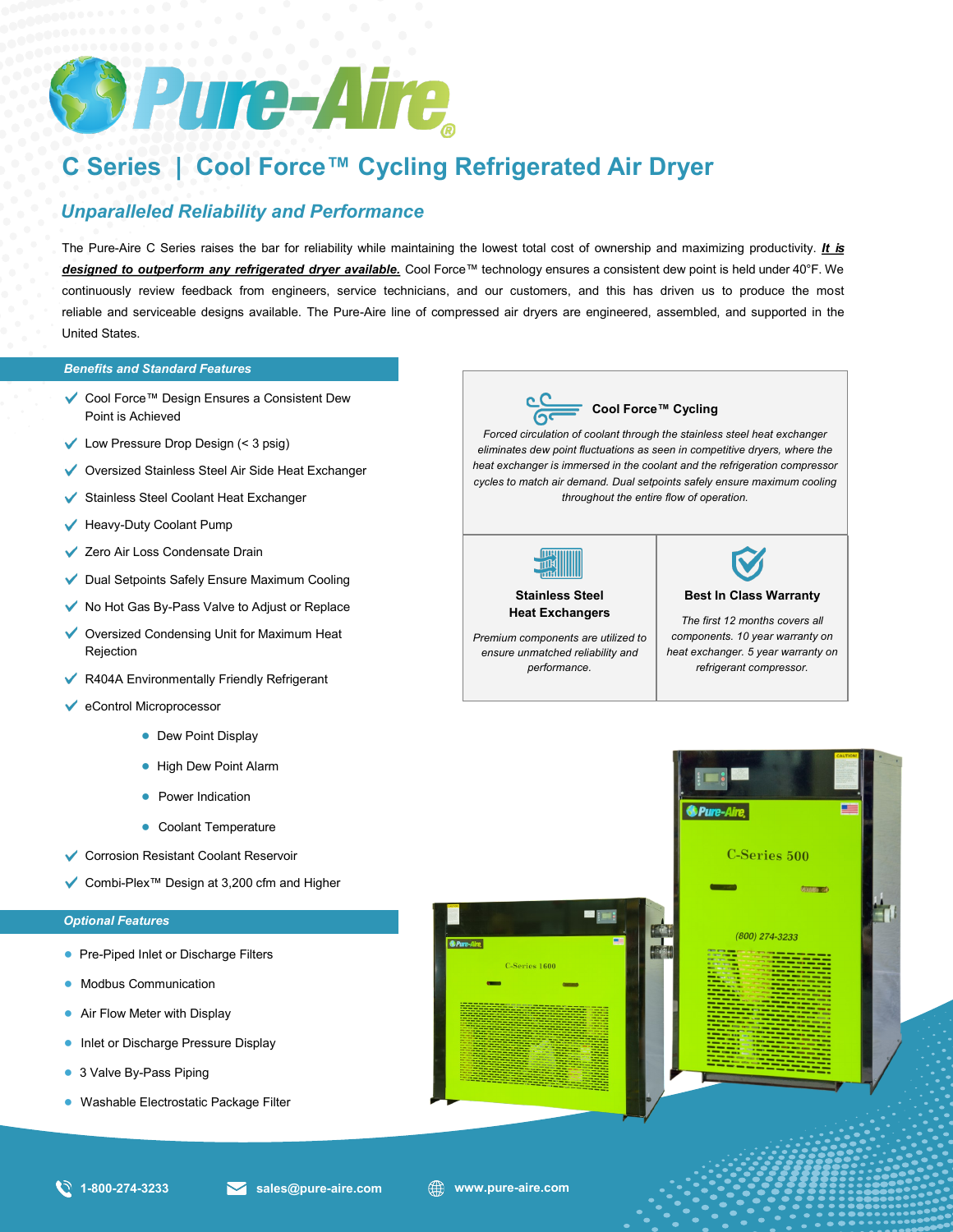# C Series | Cool Force™ Cycling Refrigerated Air Dryer

## *Unparalleled Reliability and Performance*

The Pure-Aire C Series raises the bar for reliability while maintaining the lowest total cost of ownership and maximizing productivity. ***It is designed to outperform any refrigerated dryer available.*** Cool Force™ technology ensures a consistent dew point is held under 40°F. We continuously review feedback from engineers, service technicians, and our customers, and this has driven us to produce the most reliable and serviceable designs available. The Pure-Aire line of compressed air dryers are engineered, assembled, and supported in the United States.

### *Benefits and Standard Features*

- Cool Force™ Design Ensures a Consistent Dew Point is Achieved
- Low Pressure Drop Design (< 3 psig)
- Oversized Stainless Steel Air Side Heat Exchanger
- Stainless Steel Coolant Heat Exchanger
- Heavy-Duty Coolant Pump
- Zero Air Loss Condensate Drain
- Dual Setpoints Safely Ensure Maximum Cooling
- No Hot Gas By-Pass Valve to Adjust or Replace
- Oversized Condensing Unit for Maximum Heat Rejection
- R404A Environmentally Friendly Refrigerant
- eControl Microprocessor
  - Dew Point Display
  - High Dew Point Alarm
  - Power Indication
  - Coolant Temperature
- Corrosion Resistant Coolant Reservoir
- Combi-Plex™ Design at 3,200 cfm and Higher

### *Optional Features*

- Pre-Piped Inlet or Discharge Filters
- Modbus Communication
- Air Flow Meter with Display
- Inlet or Discharge Pressure Display
- 3 Valve By-Pass Piping
- Washable Electrostatic Package Filter

### Cool Force™ Cycling

*Forced circulation of coolant through the stainless steel heat exchanger eliminates dew point fluctuations as seen in competitive dryers, where the heat exchanger is immersed in the coolant and the refrigeration compressor cycles to match air demand. Dual setpoints safely ensure maximum cooling throughout the entire flow of operation.*

### Stainless Steel Heat Exchangers

*Premium components are utilized to ensure unmatched reliability and performance.*

### Best In Class Warranty

*The first 12 months covers all components. 10 year warranty on heat exchanger. 5 year warranty on refrigerant compressor.*

1-800-274-3233 | sales@pure-aire.com | www.pure-aire.com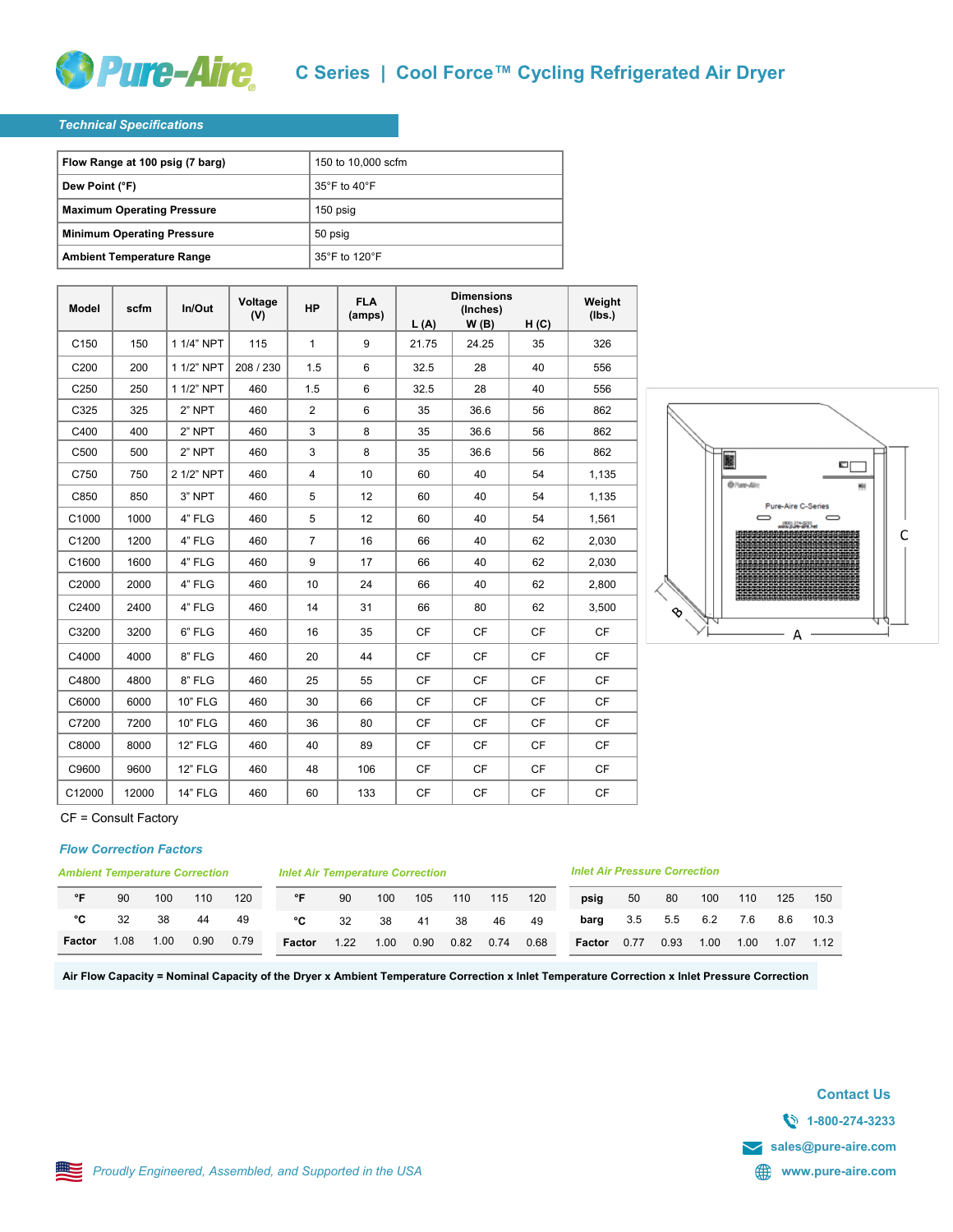# C Series | Cool Force™ Cycling Refrigerated Air Dryer

## Technical Specifications

| | |
|---|---|
| **Flow Range at 100 psig (7 barg)** | 150 to 10,000 scfm |
| **Dew Point (°F)** | 35°F to 40°F |
| **Maximum Operating Pressure** | 150 psig |
| **Minimum Operating Pressure** | 50 psig |
| **Ambient Temperature Range** | 35°F to 120°F |

| Model | scfm | In/Out | Voltage (V) | HP | FLA (amps) | Dimensions (Inches) L (A) | W (B) | H (C) | Weight (lbs.) |
|---|---|---|---|---|---|---|---|---|---|
| C150 | 150 | 1 1/4" NPT | 115 | 1 | 9 | 21.75 | 24.25 | 35 | 326 |
| C200 | 200 | 1 1/2" NPT | 208 / 230 | 1.5 | 6 | 32.5 | 28 | 40 | 556 |
| C250 | 250 | 1 1/2" NPT | 460 | 1.5 | 6 | 32.5 | 28 | 40 | 556 |
| C325 | 325 | 2" NPT | 460 | 2 | 6 | 35 | 36.6 | 56 | 862 |
| C400 | 400 | 2" NPT | 460 | 3 | 8 | 35 | 36.6 | 56 | 862 |
| C500 | 500 | 2" NPT | 460 | 3 | 8 | 35 | 36.6 | 56 | 862 |
| C750 | 750 | 2 1/2" NPT | 460 | 4 | 10 | 60 | 40 | 54 | 1,135 |
| C850 | 850 | 3" NPT | 460 | 5 | 12 | 60 | 40 | 54 | 1,135 |
| C1000 | 1000 | 4" FLG | 460 | 5 | 12 | 60 | 40 | 54 | 1,561 |
| C1200 | 1200 | 4" FLG | 460 | 7 | 16 | 66 | 40 | 62 | 2,030 |
| C1600 | 1600 | 4" FLG | 460 | 9 | 17 | 66 | 40 | 62 | 2,030 |
| C2000 | 2000 | 4" FLG | 460 | 10 | 24 | 66 | 40 | 62 | 2,800 |
| C2400 | 2400 | 4" FLG | 460 | 14 | 31 | 66 | 80 | 62 | 3,500 |
| C3200 | 3200 | 6" FLG | 460 | 16 | 35 | CF | CF | CF | CF |
| C4000 | 4000 | 8" FLG | 460 | 20 | 44 | CF | CF | CF | CF |
| C4800 | 4800 | 8" FLG | 460 | 25 | 55 | CF | CF | CF | CF |
| C6000 | 6000 | 10" FLG | 460 | 30 | 66 | CF | CF | CF | CF |
| C7200 | 7200 | 10" FLG | 460 | 36 | 80 | CF | CF | CF | CF |
| C8000 | 8000 | 12" FLG | 460 | 40 | 89 | CF | CF | CF | CF |
| C9600 | 9600 | 12" FLG | 460 | 48 | 106 | CF | CF | CF | CF |
| C12000 | 12000 | 14" FLG | 460 | 60 | 133 | CF | CF | CF | CF |

CF = Consult Factory

## Flow Correction Factors

### Ambient Temperature Correction

| °F | 90 | 100 | 110 | 120 |
|---|---|---|---|---|
| °C | 32 | 38 | 44 | 49 |
| Factor | 1.08 | 1.00 | 0.90 | 0.79 |

### Inlet Air Temperature Correction

| °F | 90 | 100 | 105 | 110 | 115 | 120 |
|---|---|---|---|---|---|---|
| °C | 32 | 38 | 41 | 38 | 46 | 49 |
| Factor | 1.22 | 1.00 | 0.90 | 0.82 | 0.74 | 0.68 |

### Inlet Air Pressure Correction

| psig | 50 | 80 | 100 | 110 | 125 | 150 |
|---|---|---|---|---|---|---|
| barg | 3.5 | 5.5 | 6.2 | 7.6 | 8.6 | 10.3 |
| Factor | 0.77 | 0.93 | 1.00 | 1.00 | 1.07 | 1.12 |

**Air Flow Capacity = Nominal Capacity of the Dryer x Ambient Temperature Correction x Inlet Temperature Correction x Inlet Pressure Correction**

*Proudly Engineered, Assembled, and Supported in the USA*

**Contact Us**

1-800-274-3233

sales@pure-aire.com

www.pure-aire.com